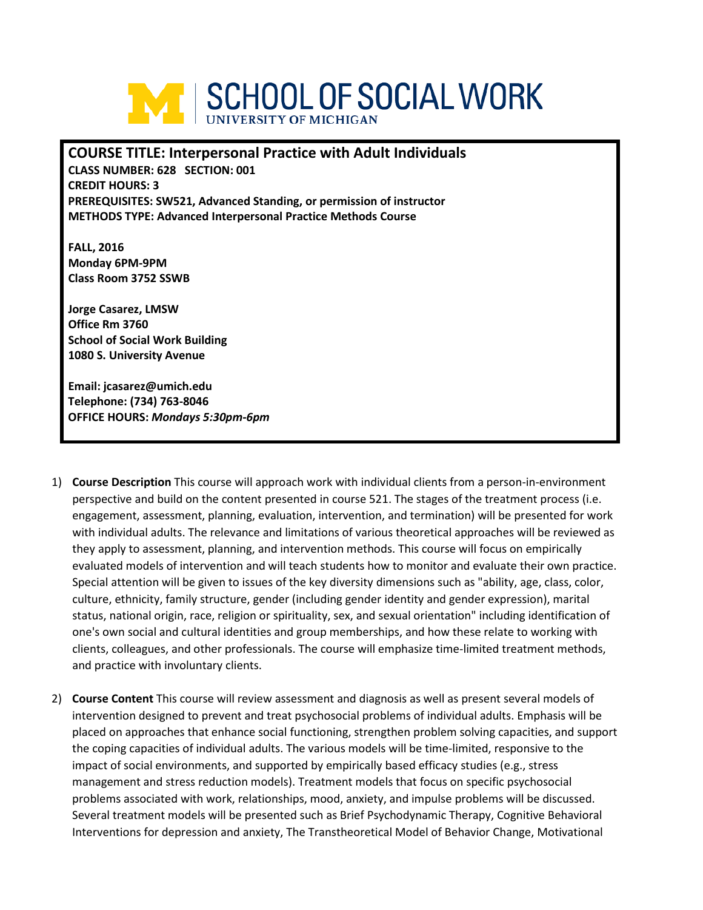# SCHOOL OF SOCIAL WORK
UNIVERSITY OF MICHIGAN

**COURSE TITLE: Interpersonal Practice with Adult Individuals**
**CLASS NUMBER: 628 SECTION: 001**
**CREDIT HOURS: 3**
**PREREQUISITES: SW521, Advanced Standing, or permission of instructor**
**METHODS TYPE: Advanced Interpersonal Practice Methods Course**

**FALL, 2016**
**Monday 6PM-9PM**
**Class Room 3752 SSWB**

**Jorge Casarez, LMSW**
**Office Rm 3760**
**School of Social Work Building**
**1080 S. University Avenue**

**Email: jcasarez@umich.edu**
**Telephone: (734) 763-8046**
**OFFICE HOURS:** ***Mondays 5:30pm-6pm***

1) **Course Description** This course will approach work with individual clients from a person-in-environment perspective and build on the content presented in course 521. The stages of the treatment process (i.e. engagement, assessment, planning, evaluation, intervention, and termination) will be presented for work with individual adults. The relevance and limitations of various theoretical approaches will be reviewed as they apply to assessment, planning, and intervention methods. This course will focus on empirically evaluated models of intervention and will teach students how to monitor and evaluate their own practice. Special attention will be given to issues of the key diversity dimensions such as "ability, age, class, color, culture, ethnicity, family structure, gender (including gender identity and gender expression), marital status, national origin, race, religion or spirituality, sex, and sexual orientation" including identification of one's own social and cultural identities and group memberships, and how these relate to working with clients, colleagues, and other professionals. The course will emphasize time-limited treatment methods, and practice with involuntary clients.

2) **Course Content** This course will review assessment and diagnosis as well as present several models of intervention designed to prevent and treat psychosocial problems of individual adults. Emphasis will be placed on approaches that enhance social functioning, strengthen problem solving capacities, and support the coping capacities of individual adults. The various models will be time-limited, responsive to the impact of social environments, and supported by empirically based efficacy studies (e.g., stress management and stress reduction models). Treatment models that focus on specific psychosocial problems associated with work, relationships, mood, anxiety, and impulse problems will be discussed. Several treatment models will be presented such as Brief Psychodynamic Therapy, Cognitive Behavioral Interventions for depression and anxiety, The Transtheoretical Model of Behavior Change, Motivational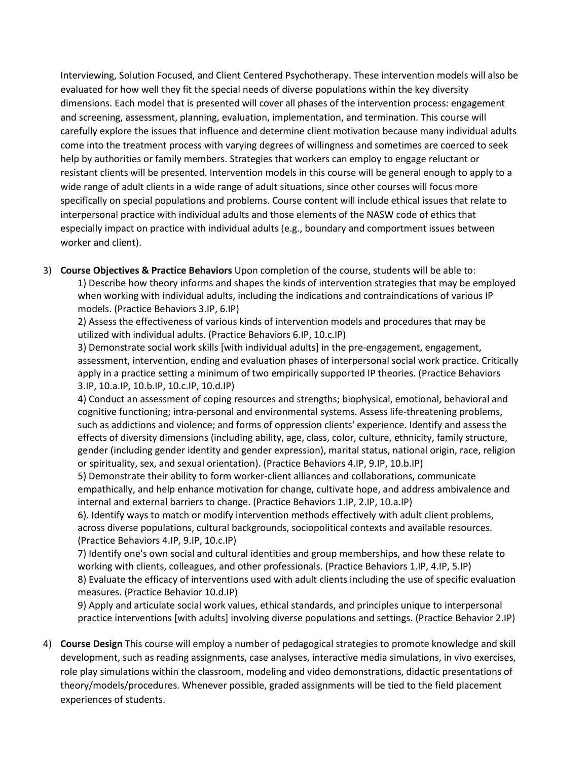Interviewing, Solution Focused, and Client Centered Psychotherapy. These intervention models will also be evaluated for how well they fit the special needs of diverse populations within the key diversity dimensions. Each model that is presented will cover all phases of the intervention process: engagement and screening, assessment, planning, evaluation, implementation, and termination. This course will carefully explore the issues that influence and determine client motivation because many individual adults come into the treatment process with varying degrees of willingness and sometimes are coerced to seek help by authorities or family members. Strategies that workers can employ to engage reluctant or resistant clients will be presented. Intervention models in this course will be general enough to apply to a wide range of adult clients in a wide range of adult situations, since other courses will focus more specifically on special populations and problems. Course content will include ethical issues that relate to interpersonal practice with individual adults and those elements of the NASW code of ethics that especially impact on practice with individual adults (e.g., boundary and comportment issues between worker and client).

3) **Course Objectives & Practice Behaviors** Upon completion of the course, students will be able to:

   1) Describe how theory informs and shapes the kinds of intervention strategies that may be employed when working with individual adults, including the indications and contraindications of various IP models. (Practice Behaviors 3.IP, 6.IP)

   2) Assess the effectiveness of various kinds of intervention models and procedures that may be utilized with individual adults. (Practice Behaviors 6.IP, 10.c.IP)

   3) Demonstrate social work skills [with individual adults] in the pre-engagement, engagement, assessment, intervention, ending and evaluation phases of interpersonal social work practice. Critically apply in a practice setting a minimum of two empirically supported IP theories. (Practice Behaviors 3.IP, 10.a.IP, 10.b.IP, 10.c.IP, 10.d.IP)

   4) Conduct an assessment of coping resources and strengths; biophysical, emotional, behavioral and cognitive functioning; intra-personal and environmental systems. Assess life-threatening problems, such as addictions and violence; and forms of oppression clients' experience. Identify and assess the effects of diversity dimensions (including ability, age, class, color, culture, ethnicity, family structure, gender (including gender identity and gender expression), marital status, national origin, race, religion or spirituality, sex, and sexual orientation). (Practice Behaviors 4.IP, 9.IP, 10.b.IP)

   5) Demonstrate their ability to form worker-client alliances and collaborations, communicate empathically, and help enhance motivation for change, cultivate hope, and address ambivalence and internal and external barriers to change. (Practice Behaviors 1.IP, 2.IP, 10.a.IP)

   6). Identify ways to match or modify intervention methods effectively with adult client problems, across diverse populations, cultural backgrounds, sociopolitical contexts and available resources. (Practice Behaviors 4.IP, 9.IP, 10.c.IP)

   7) Identify one's own social and cultural identities and group memberships, and how these relate to working with clients, colleagues, and other professionals. (Practice Behaviors 1.IP, 4.IP, 5.IP)

   8) Evaluate the efficacy of interventions used with adult clients including the use of specific evaluation measures. (Practice Behavior 10.d.IP)

   9) Apply and articulate social work values, ethical standards, and principles unique to interpersonal practice interventions [with adults] involving diverse populations and settings. (Practice Behavior 2.IP)

4) **Course Design** This course will employ a number of pedagogical strategies to promote knowledge and skill development, such as reading assignments, case analyses, interactive media simulations, in vivo exercises, role play simulations within the classroom, modeling and video demonstrations, didactic presentations of theory/models/procedures. Whenever possible, graded assignments will be tied to the field placement experiences of students.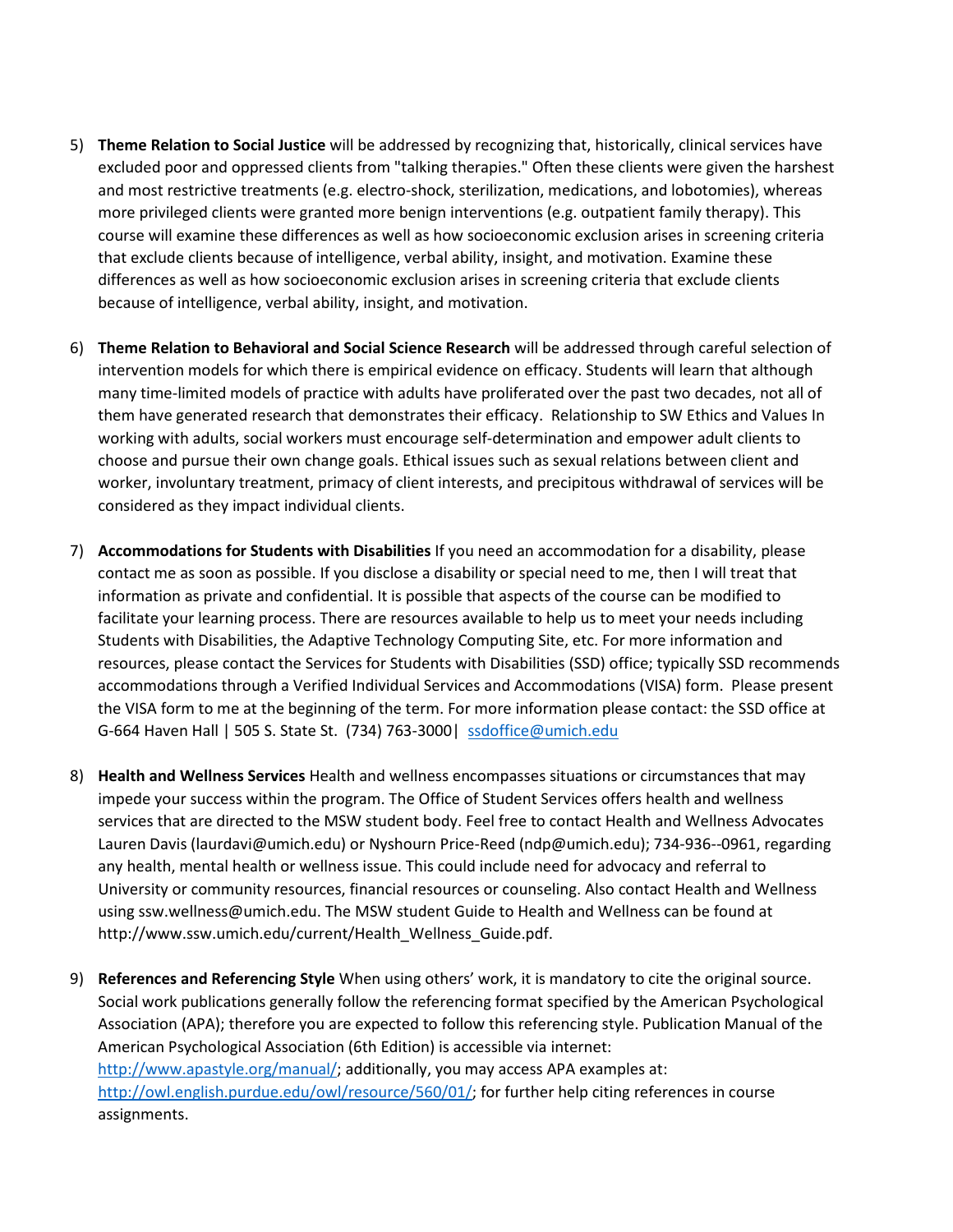5) **Theme Relation to Social Justice** will be addressed by recognizing that, historically, clinical services have excluded poor and oppressed clients from "talking therapies." Often these clients were given the harshest and most restrictive treatments (e.g. electro-shock, sterilization, medications, and lobotomies), whereas more privileged clients were granted more benign interventions (e.g. outpatient family therapy). This course will examine these differences as well as how socioeconomic exclusion arises in screening criteria that exclude clients because of intelligence, verbal ability, insight, and motivation. Examine these differences as well as how socioeconomic exclusion arises in screening criteria that exclude clients because of intelligence, verbal ability, insight, and motivation.

6) **Theme Relation to Behavioral and Social Science Research** will be addressed through careful selection of intervention models for which there is empirical evidence on efficacy. Students will learn that although many time-limited models of practice with adults have proliferated over the past two decades, not all of them have generated research that demonstrates their efficacy. Relationship to SW Ethics and Values In working with adults, social workers must encourage self-determination and empower adult clients to choose and pursue their own change goals. Ethical issues such as sexual relations between client and worker, involuntary treatment, primacy of client interests, and precipitous withdrawal of services will be considered as they impact individual clients.

7) **Accommodations for Students with Disabilities** If you need an accommodation for a disability, please contact me as soon as possible. If you disclose a disability or special need to me, then I will treat that information as private and confidential. It is possible that aspects of the course can be modified to facilitate your learning process. There are resources available to help us to meet your needs including Students with Disabilities, the Adaptive Technology Computing Site, etc. For more information and resources, please contact the Services for Students with Disabilities (SSD) office; typically SSD recommends accommodations through a Verified Individual Services and Accommodations (VISA) form. Please present the VISA form to me at the beginning of the term. For more information please contact: the SSD office at G-664 Haven Hall | 505 S. State St. (734) 763-3000| ssdoffice@umich.edu

8) **Health and Wellness Services** Health and wellness encompasses situations or circumstances that may impede your success within the program. The Office of Student Services offers health and wellness services that are directed to the MSW student body. Feel free to contact Health and Wellness Advocates Lauren Davis (laurdavi@umich.edu) or Nyshourn Price-Reed (ndp@umich.edu); 734-936--0961, regarding any health, mental health or wellness issue. This could include need for advocacy and referral to University or community resources, financial resources or counseling. Also contact Health and Wellness using ssw.wellness@umich.edu. The MSW student Guide to Health and Wellness can be found at http://www.ssw.umich.edu/current/Health_Wellness_Guide.pdf.

9) **References and Referencing Style** When using others' work, it is mandatory to cite the original source. Social work publications generally follow the referencing format specified by the American Psychological Association (APA); therefore you are expected to follow this referencing style. Publication Manual of the American Psychological Association (6th Edition) is accessible via internet: http://www.apastyle.org/manual/; additionally, you may access APA examples at: http://owl.english.purdue.edu/owl/resource/560/01/; for further help citing references in course assignments.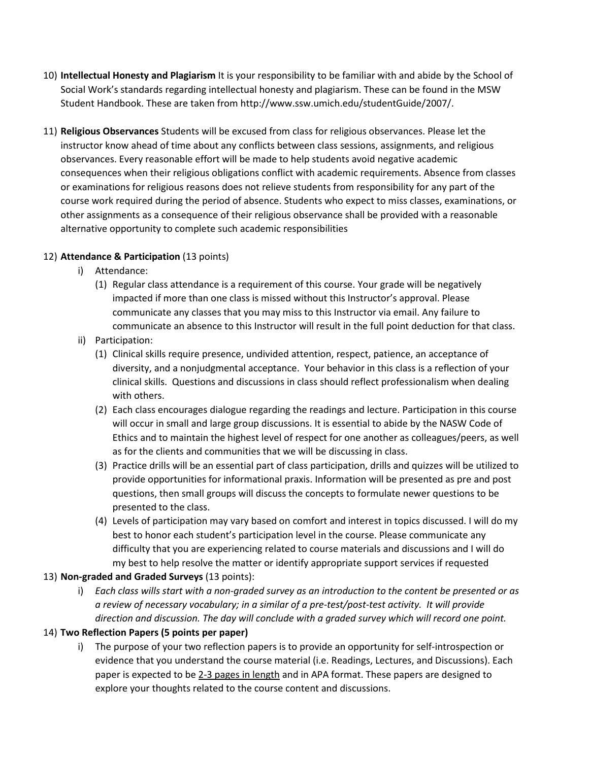10) **Intellectual Honesty and Plagiarism** It is your responsibility to be familiar with and abide by the School of Social Work's standards regarding intellectual honesty and plagiarism. These can be found in the MSW Student Handbook. These are taken from http://www.ssw.umich.edu/studentGuide/2007/.

11) **Religious Observances** Students will be excused from class for religious observances. Please let the instructor know ahead of time about any conflicts between class sessions, assignments, and religious observances. Every reasonable effort will be made to help students avoid negative academic consequences when their religious obligations conflict with academic requirements. Absence from classes or examinations for religious reasons does not relieve students from responsibility for any part of the course work required during the period of absence. Students who expect to miss classes, examinations, or other assignments as a consequence of their religious observance shall be provided with a reasonable alternative opportunity to complete such academic responsibilities

12) **Attendance & Participation** (13 points)
    i) Attendance:
        (1) Regular class attendance is a requirement of this course. Your grade will be negatively impacted if more than one class is missed without this Instructor's approval. Please communicate any classes that you may miss to this Instructor via email. Any failure to communicate an absence to this Instructor will result in the full point deduction for that class.
    ii) Participation:
        (1) Clinical skills require presence, undivided attention, respect, patience, an acceptance of diversity, and a nonjudgmental acceptance. Your behavior in this class is a reflection of your clinical skills. Questions and discussions in class should reflect professionalism when dealing with others.
        (2) Each class encourages dialogue regarding the readings and lecture. Participation in this course will occur in small and large group discussions. It is essential to abide by the NASW Code of Ethics and to maintain the highest level of respect for one another as colleagues/peers, as well as for the clients and communities that we will be discussing in class.
        (3) Practice drills will be an essential part of class participation, drills and quizzes will be utilized to provide opportunities for informational praxis. Information will be presented as pre and post questions, then small groups will discuss the concepts to formulate newer questions to be presented to the class.
        (4) Levels of participation may vary based on comfort and interest in topics discussed. I will do my best to honor each student's participation level in the course. Please communicate any difficulty that you are experiencing related to course materials and discussions and I will do my best to help resolve the matter or identify appropriate support services if requested

13) **Non-graded and Graded Surveys** (13 points):
    i) *Each class wills start with a non-graded survey as an introduction to the content be presented or as a review of necessary vocabulary; in a similar of a pre-test/post-test activity. It will provide direction and discussion. The day will conclude with a graded survey which will record one point.*

14) **Two Reflection Papers (5 points per paper)**
    i) The purpose of your two reflection papers is to provide an opportunity for self-introspection or evidence that you understand the course material (i.e. Readings, Lectures, and Discussions). Each paper is expected to be <u>2-3 pages in length</u> and in APA format. These papers are designed to explore your thoughts related to the course content and discussions.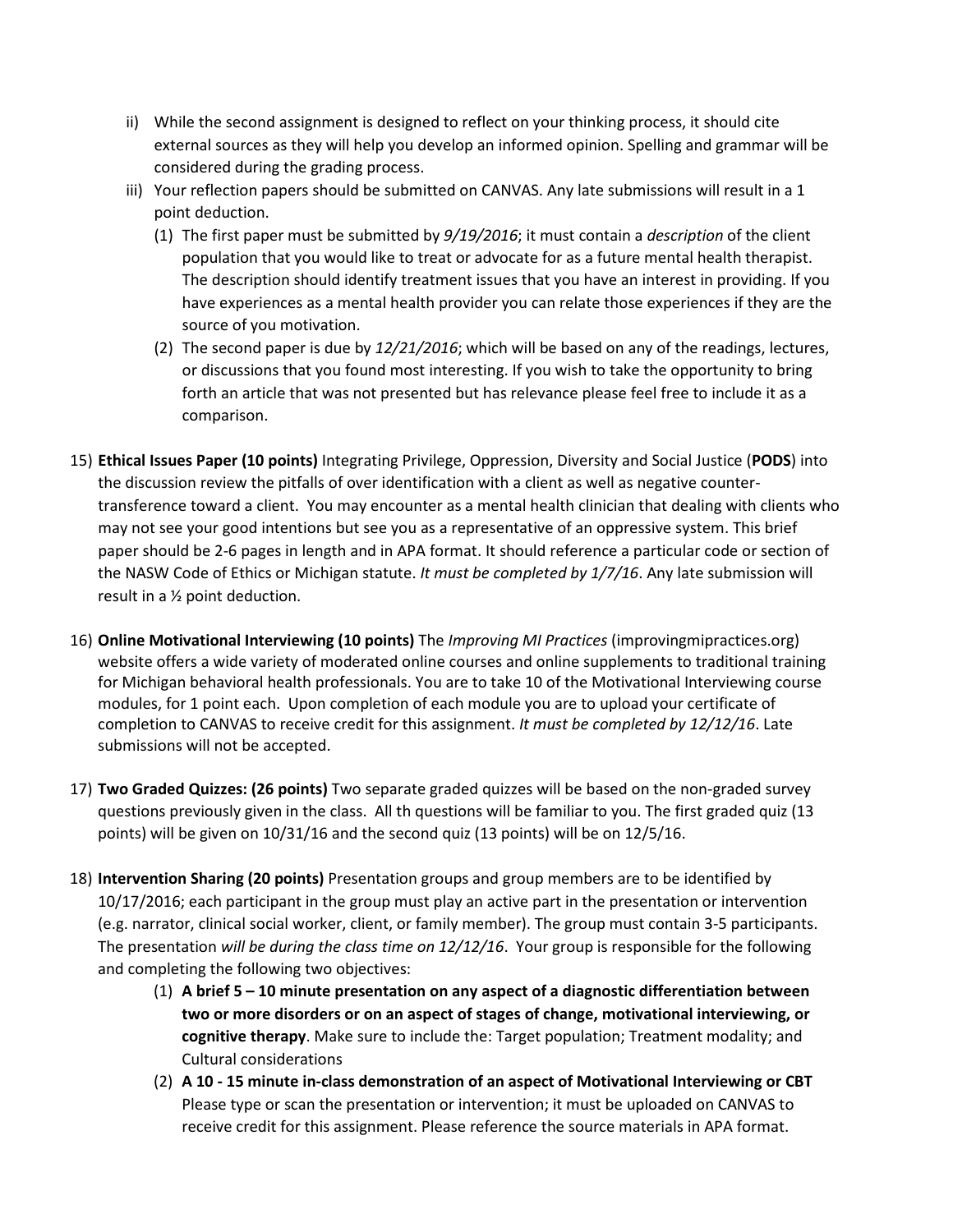ii) While the second assignment is designed to reflect on your thinking process, it should cite external sources as they will help you develop an informed opinion. Spelling and grammar will be considered during the grading process.

iii) Your reflection papers should be submitted on CANVAS. Any late submissions will result in a 1 point deduction.

(1) The first paper must be submitted by *9/19/2016*; it must contain a *description* of the client population that you would like to treat or advocate for as a future mental health therapist. The description should identify treatment issues that you have an interest in providing. If you have experiences as a mental health provider you can relate those experiences if they are the source of you motivation.

(2) The second paper is due by *12/21/2016*; which will be based on any of the readings, lectures, or discussions that you found most interesting. If you wish to take the opportunity to bring forth an article that was not presented but has relevance please feel free to include it as a comparison.

15) **Ethical Issues Paper (10 points)** Integrating Privilege, Oppression, Diversity and Social Justice (**PODS**) into the discussion review the pitfalls of over identification with a client as well as negative counter-transference toward a client. You may encounter as a mental health clinician that dealing with clients who may not see your good intentions but see you as a representative of an oppressive system. This brief paper should be 2-6 pages in length and in APA format. It should reference a particular code or section of the NASW Code of Ethics or Michigan statute. *It must be completed by 1/7/16*. Any late submission will result in a ½ point deduction.

16) **Online Motivational Interviewing (10 points)** The *Improving MI Practices* (improvingmipractices.org) website offers a wide variety of moderated online courses and online supplements to traditional training for Michigan behavioral health professionals. You are to take 10 of the Motivational Interviewing course modules, for 1 point each. Upon completion of each module you are to upload your certificate of completion to CANVAS to receive credit for this assignment. *It must be completed by 12/12/16*. Late submissions will not be accepted.

17) **Two Graded Quizzes: (26 points)** Two separate graded quizzes will be based on the non-graded survey questions previously given in the class. All th questions will be familiar to you. The first graded quiz (13 points) will be given on 10/31/16 and the second quiz (13 points) will be on 12/5/16.

18) **Intervention Sharing (20 points)** Presentation groups and group members are to be identified by 10/17/2016; each participant in the group must play an active part in the presentation or intervention (e.g. narrator, clinical social worker, client, or family member). The group must contain 3-5 participants. The presentation *will be during the class time on 12/12/16*. Your group is responsible for the following and completing the following two objectives:

(1) **A brief 5 – 10 minute presentation on any aspect of a diagnostic differentiation between two or more disorders or on an aspect of stages of change, motivational interviewing, or cognitive therapy**. Make sure to include the: Target population; Treatment modality; and Cultural considerations

(2) **A 10 - 15 minute in-class demonstration of an aspect of Motivational Interviewing or CBT** Please type or scan the presentation or intervention; it must be uploaded on CANVAS to receive credit for this assignment. Please reference the source materials in APA format.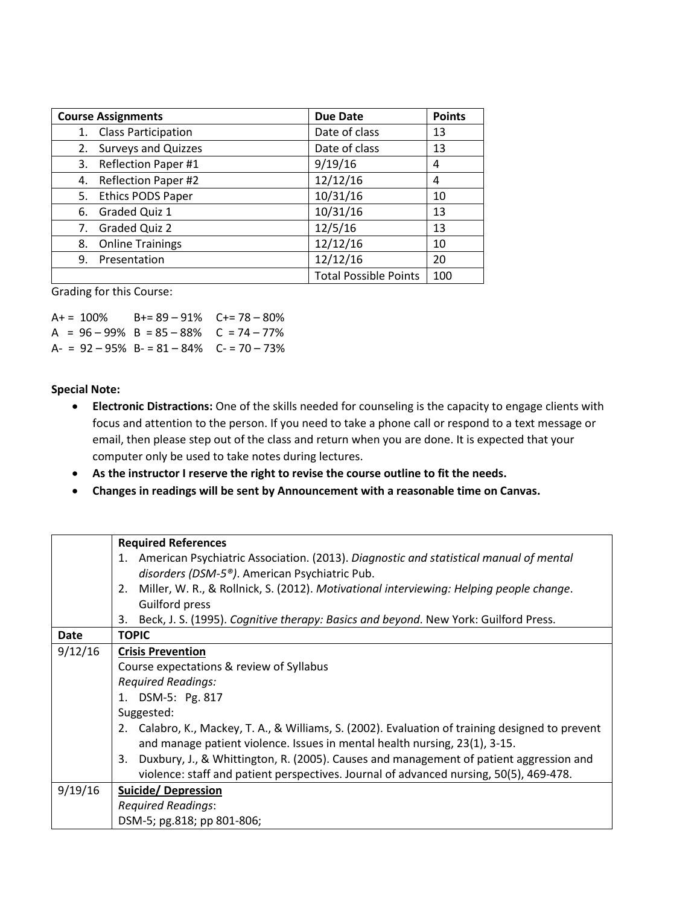| Course Assignments | Due Date | Points |
|---|---|---|
| 1. Class Participation | Date of class | 13 |
| 2. Surveys and Quizzes | Date of class | 13 |
| 3. Reflection Paper #1 | 9/19/16 | 4 |
| 4. Reflection Paper #2 | 12/12/16 | 4 |
| 5. Ethics PODS Paper | 10/31/16 | 10 |
| 6. Graded Quiz 1 | 10/31/16 | 13 |
| 7. Graded Quiz 2 | 12/5/16 | 13 |
| 8. Online Trainings | 12/12/16 | 10 |
| 9. Presentation | 12/12/16 | 20 |
| | Total Possible Points | 100 |

Grading for this Course:

| | | |
|---|---|---|
| A+ = 100% | B+= 89 – 91% | C+= 78 – 80% |
| A = 96 – 99% | B = 85 – 88% | C = 74 – 77% |
| A- = 92 – 95% | B- = 81 – 84% | C- = 70 – 73% |

**Special Note:**

- **Electronic Distractions:** One of the skills needed for counseling is the capacity to engage clients with focus and attention to the person. If you need to take a phone call or respond to a text message or email, then please step out of the class and return when you are done. It is expected that your computer only be used to take notes during lectures.
- **As the instructor I reserve the right to revise the course outline to fit the needs.**
- **Changes in readings will be sent by Announcement with a reasonable time on Canvas.**

| | **Required References**<br>1. American Psychiatric Association. (2013). *Diagnostic and statistical manual of mental disorders (DSM-5®)*. American Psychiatric Pub.<br>2. Miller, W. R., & Rollnick, S. (2012). *Motivational interviewing: Helping people change*. Guilford press<br>3. Beck, J. S. (1995). *Cognitive therapy: Basics and beyond*. New York: Guilford Press. |
|---|---|
| **Date** | **TOPIC** |
| 9/12/16 | **Crisis Prevention**<br>Course expectations & review of Syllabus<br>*Required Readings:*<br>1. DSM-5: Pg. 817<br>Suggested:<br>2. Calabro, K., Mackey, T. A., & Williams, S. (2002). Evaluation of training designed to prevent and manage patient violence. Issues in mental health nursing, 23(1), 3-15.<br>3. Duxbury, J., & Whittington, R. (2005). Causes and management of patient aggression and violence: staff and patient perspectives. Journal of advanced nursing, 50(5), 469-478. |
| 9/19/16 | **Suicide/ Depression**<br>*Required Readings*:<br>DSM-5; pg.818; pp 801-806; |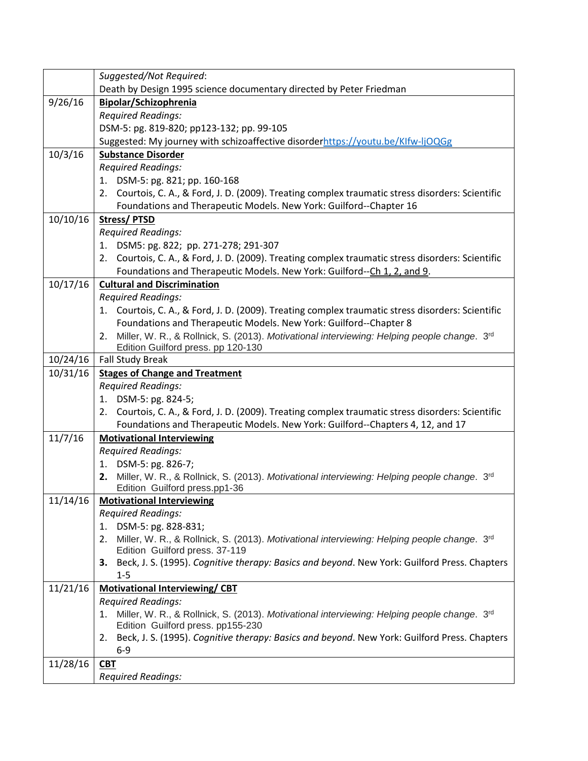| | |
|---|---|
| | *Suggested/Not Required*:<br>Death by Design 1995 science documentary directed by Peter Friedman |
| 9/26/16 | **Bipolar/Schizophrenia**<br>*Required Readings:*<br>DSM-5: pg. 819-820; pp123-132; pp. 99-105<br>Suggested: My journey with schizoaffective disorder[https://youtu.be/KIfw-ljOQGg](https://youtu.be/KIfw-ljOQGg) |
| 10/3/16 | **Substance Disorder**<br>*Required Readings:*<br>1. DSM-5: pg. 821; pp. 160-168<br>2. Courtois, C. A., & Ford, J. D. (2009). Treating complex traumatic stress disorders: Scientific Foundations and Therapeutic Models. New York: Guilford--Chapter 16 |
| 10/10/16 | **Stress/ PTSD**<br>*Required Readings:*<br>1. DSM5: pg. 822; pp. 271-278; 291-307<br>2. Courtois, C. A., & Ford, J. D. (2009). Treating complex traumatic stress disorders: Scientific Foundations and Therapeutic Models. New York: Guilford--Ch 1, 2, and 9. |
| 10/17/16 | **Cultural and Discrimination**<br>*Required Readings:*<br>1. Courtois, C. A., & Ford, J. D. (2009). Treating complex traumatic stress disorders: Scientific Foundations and Therapeutic Models. New York: Guilford--Chapter 8<br>2. Miller, W. R., & Rollnick, S. (2013). *Motivational interviewing: Helping people change*. 3rd Edition Guilford press. pp 120-130 |
| 10/24/16 | Fall Study Break |
| 10/31/16 | **Stages of Change and Treatment**<br>*Required Readings:*<br>1. DSM-5: pg. 824-5;<br>2. Courtois, C. A., & Ford, J. D. (2009). Treating complex traumatic stress disorders: Scientific Foundations and Therapeutic Models. New York: Guilford--Chapters 4, 12, and 17 |
| 11/7/16 | **Motivational Interviewing**<br>*Required Readings:*<br>1. DSM-5: pg. 826-7;<br>**2.** Miller, W. R., & Rollnick, S. (2013). *Motivational interviewing: Helping people change*. 3rd Edition Guilford press.pp1-36 |
| 11/14/16 | **Motivational Interviewing**<br>*Required Readings:*<br>1. DSM-5: pg. 828-831;<br>2. Miller, W. R., & Rollnick, S. (2013). *Motivational interviewing: Helping people change*. 3rd Edition Guilford press. 37-119<br>**3.** Beck, J. S. (1995). *Cognitive therapy: Basics and beyond*. New York: Guilford Press. Chapters 1-5 |
| 11/21/16 | **Motivational Interviewing/ CBT**<br>*Required Readings:*<br>1. Miller, W. R., & Rollnick, S. (2013). *Motivational interviewing: Helping people change*. 3rd Edition Guilford press. pp155-230<br>2. Beck, J. S. (1995). *Cognitive therapy: Basics and beyond*. New York: Guilford Press. Chapters 6-9 |
| 11/28/16 | **CBT**<br>*Required Readings:* |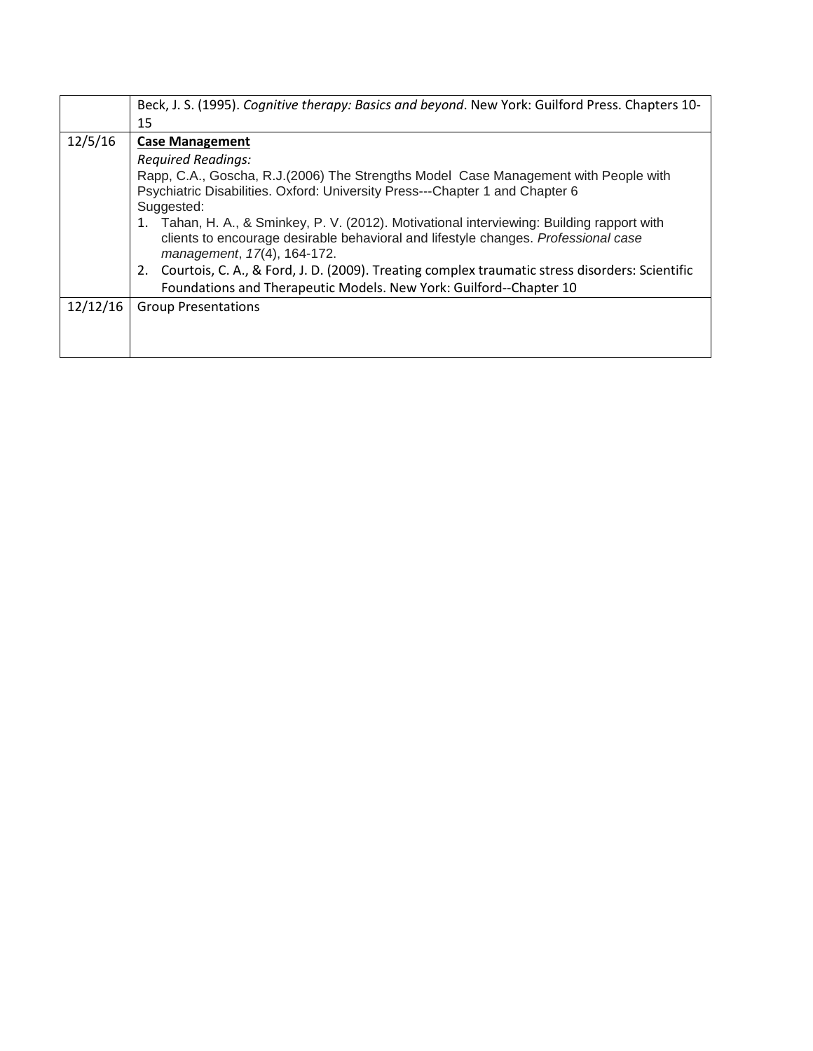| | |
|---|---|
| | Beck, J. S. (1995). *Cognitive therapy: Basics and beyond*. New York: Guilford Press. Chapters 10-15 |
| 12/5/16 | **Case Management**<br>*Required Readings:*<br>Rapp, C.A., Goscha, R.J.(2006) The Strengths Model Case Management with People with Psychiatric Disabilities. Oxford: University Press---Chapter 1 and Chapter 6<br>Suggested:<br>1. Tahan, H. A., & Sminkey, P. V. (2012). Motivational interviewing: Building rapport with clients to encourage desirable behavioral and lifestyle changes. *Professional case management*, *17*(4), 164-172.<br>2. Courtois, C. A., & Ford, J. D. (2009). Treating complex traumatic stress disorders: Scientific Foundations and Therapeutic Models. New York: Guilford--Chapter 10 |
| 12/12/16 | Group Presentations |